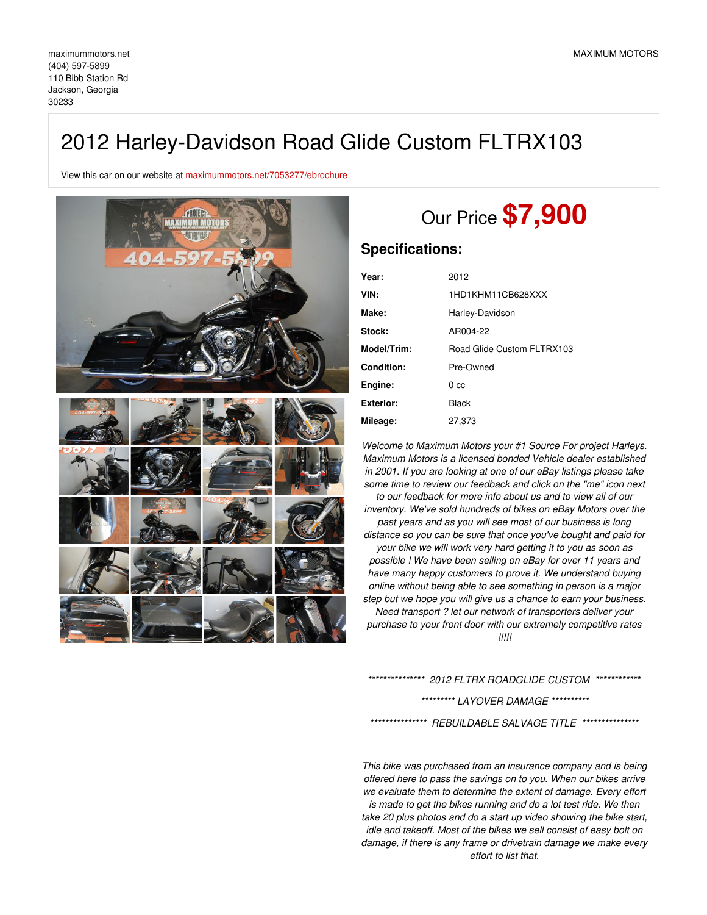maximummotors.net
(404) 597-5899
110 Bibb Station Rd
Jackson, Georgia
30233

MAXIMUM MOTORS

# 2012 Harley-Davidson Road Glide Custom FLTRX103

View this car on our website at maximummotors.net/7053277/ebrochure

## Our Price **$7,900**

## Specifications:

| | |
|---|---|
| **Year:** | 2012 |
| **VIN:** | 1HD1KHM11CB628XXX |
| **Make:** | Harley-Davidson |
| **Stock:** | AR004-22 |
| **Model/Trim:** | Road Glide Custom FLTRX103 |
| **Condition:** | Pre-Owned |
| **Engine:** | 0 cc |
| **Exterior:** | Black |
| **Mileage:** | 27,373 |

*Welcome to Maximum Motors your #1 Source For project Harleys. Maximum Motors is a licensed bonded Vehicle dealer established in 2001. If you are looking at one of our eBay listings please take some time to review our feedback and click on the "me" icon next to our feedback for more info about us and to view all of our inventory. We've sold hundreds of bikes on eBay Motors over the past years and as you will see most of our business is long distance so you can be sure that once you've bought and paid for your bike we will work very hard getting it to you as soon as possible ! We have been selling on eBay for over 11 years and have many happy customers to prove it. We understand buying online without being able to see something in person is a major step but we hope you will give us a chance to earn your business. Need transport ? let our network of transporters deliver your purchase to your front door with our extremely competitive rates !!!!!*

*************** 2012 FLTRX ROADGLIDE CUSTOM ************

********* LAYOVER DAMAGE **********

*************** REBUILDABLE SALVAGE TITLE ***************

*This bike was purchased from an insurance company and is being offered here to pass the savings on to you. When our bikes arrive we evaluate them to determine the extent of damage. Every effort is made to get the bikes running and do a lot test ride. We then take 20 plus photos and do a start up video showing the bike start, idle and takeoff. Most of the bikes we sell consist of easy bolt on damage, if there is any frame or drivetrain damage we make every effort to list that.*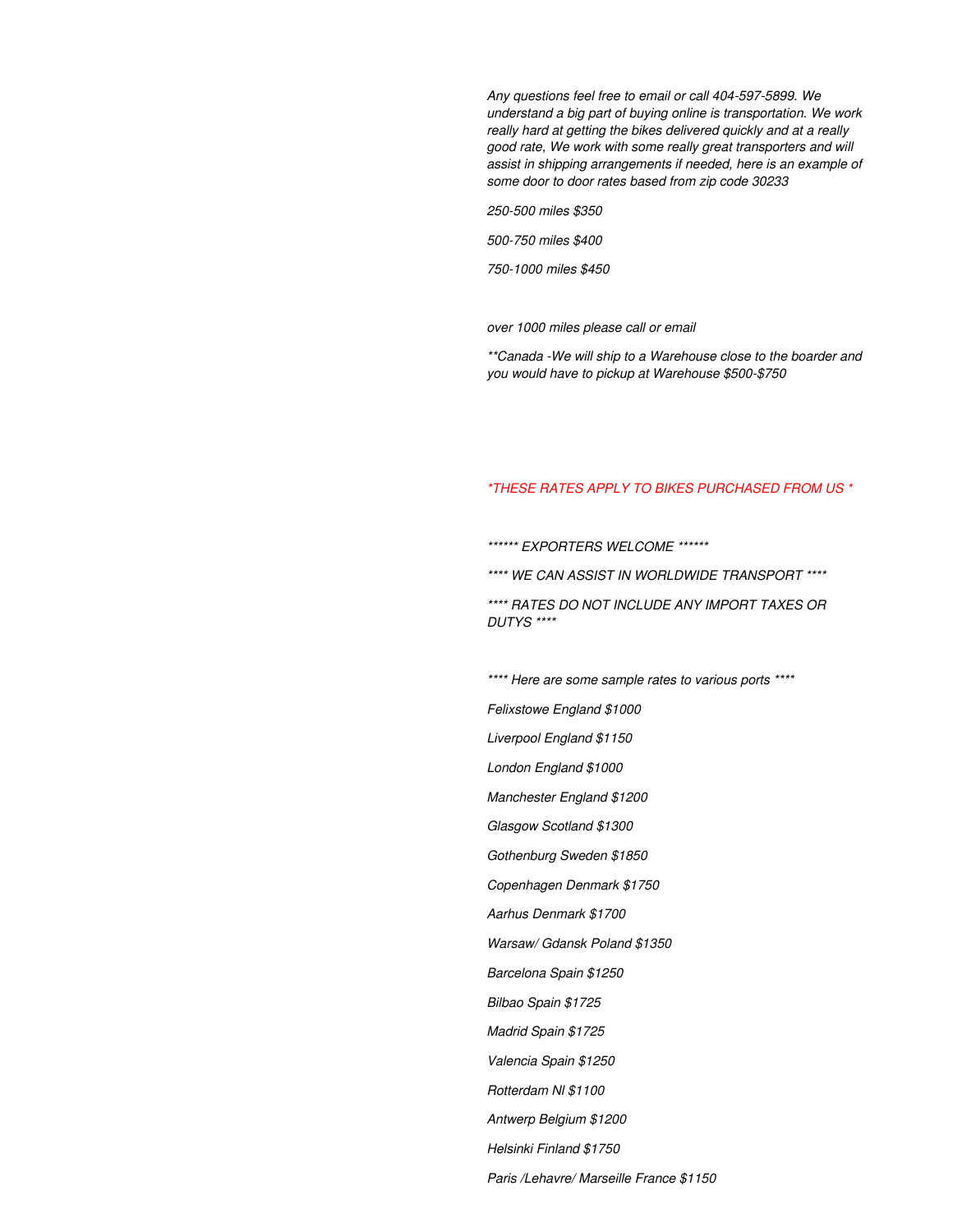*Any questions feel free to email or call 404-597-5899. We understand a big part of buying online is transportation. We work really hard at getting the bikes delivered quickly and at a really good rate, We work with some really great transporters and will assist in shipping arrangements if needed, here is an example of some door to door rates based from zip code 30233*

*250-500 miles $350*

*500-750 miles $400*

*750-1000 miles $450*

*over 1000 miles please call or email*

*\*\*Canada -We will ship to a Warehouse close to the boarder and you would have to pickup at Warehouse $500-$750*

*\*THESE RATES APPLY TO BIKES PURCHASED FROM US \**

*\*\*\*\*\*\* EXPORTERS WELCOME \*\*\*\*\*\**

*\*\*\*\* WE CAN ASSIST IN WORLDWIDE TRANSPORT \*\*\*\**

*\*\*\*\* RATES DO NOT INCLUDE ANY IMPORT TAXES OR DUTYS \*\*\*\**

*\*\*\*\* Here are some sample rates to various ports \*\*\*\**

*Felixstowe England $1000*

*Liverpool England $1150*

*London England $1000*

*Manchester England $1200*

*Glasgow Scotland $1300*

*Gothenburg Sweden $1850*

*Copenhagen Denmark $1750*

*Aarhus Denmark $1700*

*Warsaw/ Gdansk Poland $1350*

*Barcelona Spain $1250*

*Bilbao Spain $1725*

*Madrid Spain $1725*

*Valencia Spain $1250*

*Rotterdam Nl $1100*

*Antwerp Belgium $1200*

*Helsinki Finland $1750*

*Paris /Lehavre/ Marseille France $1150*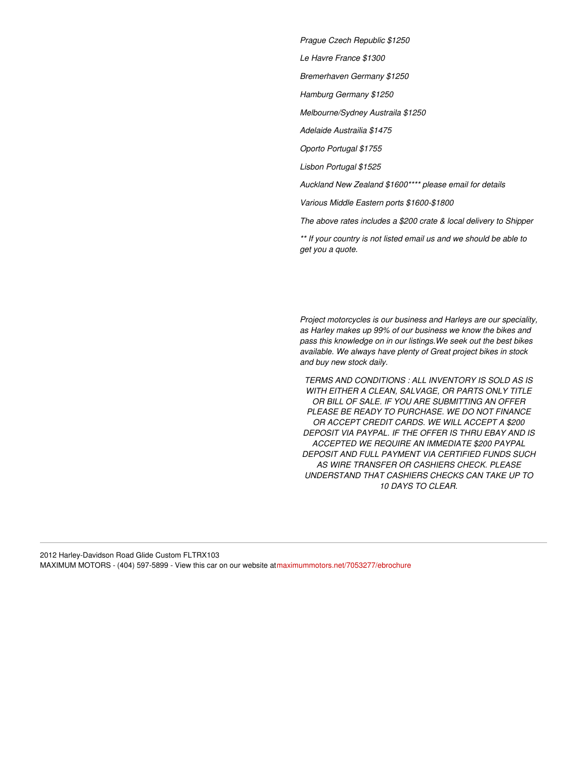*Prague Czech Republic $1250*

*Le Havre France $1300*

*Bremerhaven Germany $1250*

*Hamburg Germany $1250*

*Melbourne/Sydney Austraila $1250*

*Adelaide Austrailia $1475*

*Oporto Portugal $1755*

*Lisbon Portugal $1525*

*Auckland New Zealand $1600**** please email for details*

*Various Middle Eastern ports $1600-$1800*

*The above rates includes a $200 crate & local delivery to Shipper*

*** If your country is not listed email us and we should be able to get you a quote.*

*Project motorcycles is our business and Harleys are our speciality, as Harley makes up 99% of our business we know the bikes and pass this knowledge on in our listings.We seek out the best bikes available. We always have plenty of Great project bikes in stock and buy new stock daily.*

*TERMS AND CONDITIONS : ALL INVENTORY IS SOLD AS IS WITH EITHER A CLEAN, SALVAGE, OR PARTS ONLY TITLE OR BILL OF SALE. IF YOU ARE SUBMITTING AN OFFER PLEASE BE READY TO PURCHASE. WE DO NOT FINANCE OR ACCEPT CREDIT CARDS. WE WILL ACCEPT A $200 DEPOSIT VIA PAYPAL. IF THE OFFER IS THRU EBAY AND IS ACCEPTED WE REQUIRE AN IMMEDIATE $200 PAYPAL DEPOSIT AND FULL PAYMENT VIA CERTIFIED FUNDS SUCH AS WIRE TRANSFER OR CASHIERS CHECK. PLEASE UNDERSTAND THAT CASHIERS CHECKS CAN TAKE UP TO 10 DAYS TO CLEAR.*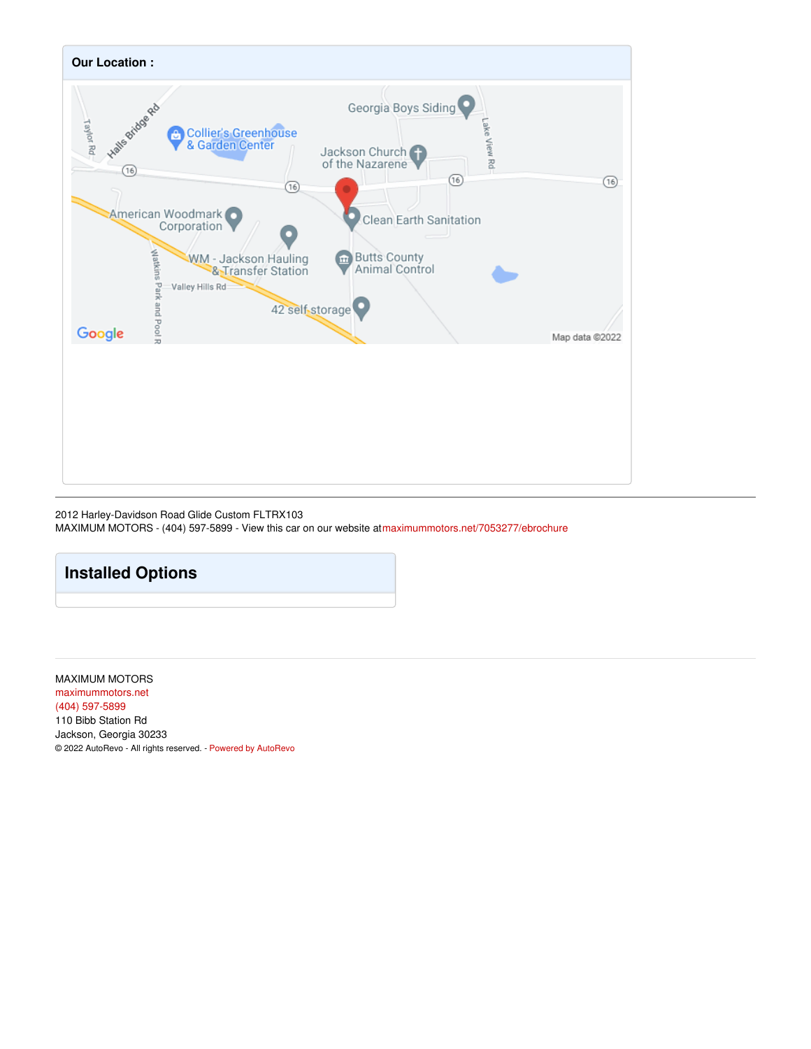**Our Location :**

2012 Harley-Davidson Road Glide Custom FLTRX103
MAXIMUM MOTORS - (404) 597-5899 - View this car on our website atmaximummotors.net/7053277/ebrochure

## Installed Options

MAXIMUM MOTORS
maximummotors.net
(404) 597-5899
110 Bibb Station Rd
Jackson, Georgia 30233
© 2022 AutoRevo - All rights reserved. - Powered by AutoRevo